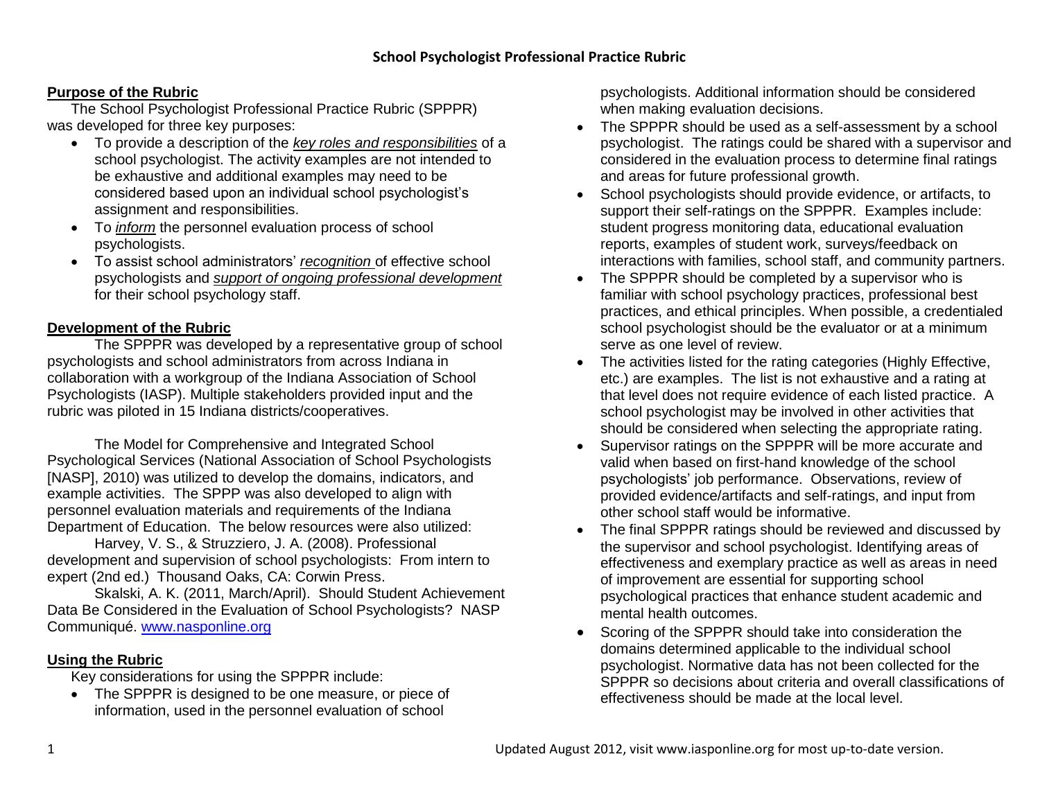# School Psychologist Professional Practice Rubric

## Purpose of the Rubric

The School Psychologist Professional Practice Rubric (SPPPR) was developed for three key purposes:

- To provide a description of the *key roles and responsibilities* of a school psychologist. The activity examples are not intended to be exhaustive and additional examples may need to be considered based upon an individual school psychologist's assignment and responsibilities.
- To *inform* the personnel evaluation process of school psychologists.
- To assist school administrators' *recognition* of effective school psychologists and *support of ongoing professional development* for their school psychology staff.

## Development of the Rubric

The SPPPR was developed by a representative group of school psychologists and school administrators from across Indiana in collaboration with a workgroup of the Indiana Association of School Psychologists (IASP). Multiple stakeholders provided input and the rubric was piloted in 15 Indiana districts/cooperatives.

The Model for Comprehensive and Integrated School Psychological Services (National Association of School Psychologists [NASP], 2010) was utilized to develop the domains, indicators, and example activities. The SPPP was also developed to align with personnel evaluation materials and requirements of the Indiana Department of Education. The below resources were also utilized:

Harvey, V. S., & Struzziero, J. A. (2008). Professional development and supervision of school psychologists: From intern to expert (2nd ed.) Thousand Oaks, CA: Corwin Press.

Skalski, A. K. (2011, March/April). Should Student Achievement Data Be Considered in the Evaluation of School Psychologists? NASP Communiqué. www.nasponline.org

## Using the Rubric

Key considerations for using the SPPPR include:

- The SPPPR is designed to be one measure, or piece of information, used in the personnel evaluation of school psychologists. Additional information should be considered when making evaluation decisions.
- The SPPPR should be used as a self-assessment by a school psychologist. The ratings could be shared with a supervisor and considered in the evaluation process to determine final ratings and areas for future professional growth.
- School psychologists should provide evidence, or artifacts, to support their self-ratings on the SPPPR. Examples include: student progress monitoring data, educational evaluation reports, examples of student work, surveys/feedback on interactions with families, school staff, and community partners.
- The SPPPR should be completed by a supervisor who is familiar with school psychology practices, professional best practices, and ethical principles. When possible, a credentialed school psychologist should be the evaluator or at a minimum serve as one level of review.
- The activities listed for the rating categories (Highly Effective, etc.) are examples. The list is not exhaustive and a rating at that level does not require evidence of each listed practice. A school psychologist may be involved in other activities that should be considered when selecting the appropriate rating.
- Supervisor ratings on the SPPPR will be more accurate and valid when based on first-hand knowledge of the school psychologists' job performance. Observations, review of provided evidence/artifacts and self-ratings, and input from other school staff would be informative.
- The final SPPPR ratings should be reviewed and discussed by the supervisor and school psychologist. Identifying areas of effectiveness and exemplary practice as well as areas in need of improvement are essential for supporting school psychological practices that enhance student academic and mental health outcomes.
- Scoring of the SPPPR should take into consideration the domains determined applicable to the individual school psychologist. Normative data has not been collected for the SPPPR so decisions about criteria and overall classifications of effectiveness should be made at the local level.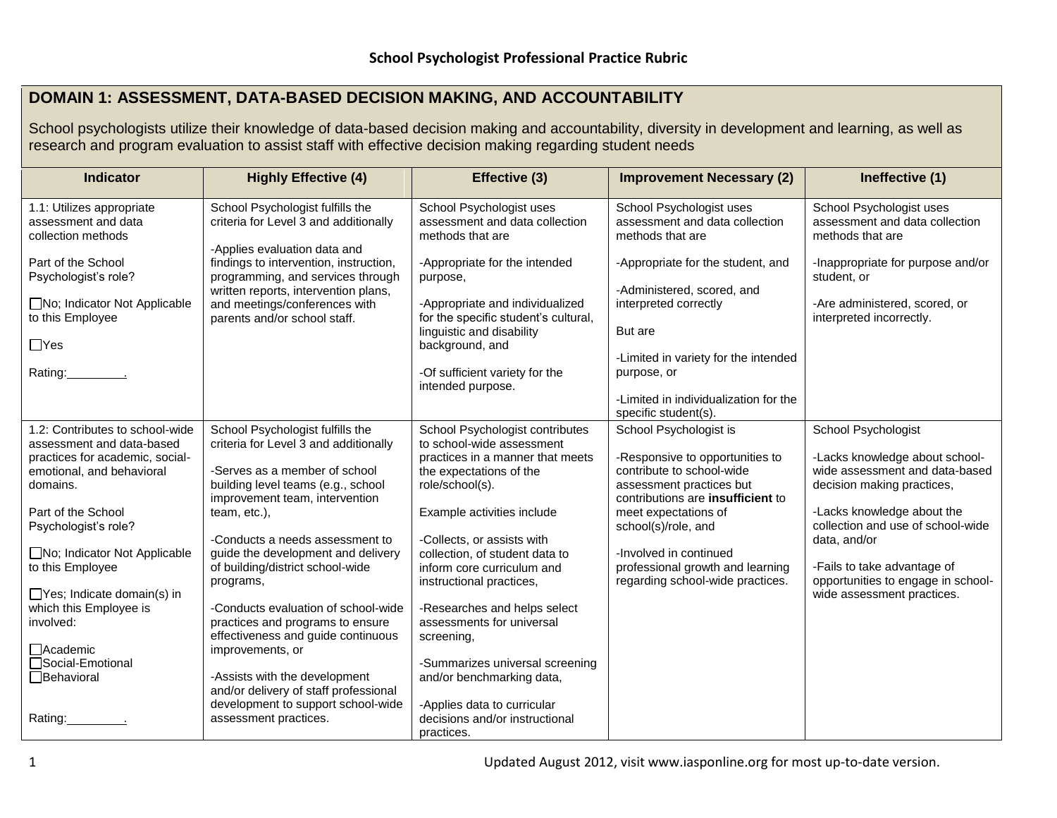# School Psychologist Professional Practice Rubric

## DOMAIN 1: ASSESSMENT, DATA-BASED DECISION MAKING, AND ACCOUNTABILITY

School psychologists utilize their knowledge of data-based decision making and accountability, diversity in development and learning, as well as research and program evaluation to assist staff with effective decision making regarding student needs

| Indicator | Highly Effective (4) | Effective (3) | Improvement Necessary (2) | Ineffective (1) |
| --- | --- | --- | --- | --- |
| 1.1: Utilizes appropriate assessment and data collection methods<br><br>Part of the School Psychologist's role?<br><br>☐No; Indicator Not Applicable to this Employee<br><br>☐Yes<br><br>Rating:________. | School Psychologist fulfills the criteria for Level 3 and additionally<br><br>-Applies evaluation data and findings to intervention, instruction, programming, and services through written reports, intervention plans, and meetings/conferences with parents and/or school staff. | School Psychologist uses assessment and data collection methods that are<br><br>-Appropriate for the intended purpose,<br><br>-Appropriate and individualized for the specific student's cultural, linguistic and disability background, and<br><br>-Of sufficient variety for the intended purpose. | School Psychologist uses assessment and data collection methods that are<br><br>-Appropriate for the student, and<br><br>-Administered, scored, and interpreted correctly<br><br>But are<br><br>-Limited in variety for the intended purpose, or<br><br>-Limited in individualization for the specific student(s). | School Psychologist uses assessment and data collection methods that are<br><br>-Inappropriate for purpose and/or student, or<br><br>-Are administered, scored, or interpreted incorrectly. |
| 1.2: Contributes to school-wide assessment and data-based practices for academic, social-emotional, and behavioral domains.<br><br>Part of the School Psychologist's role?<br><br>☐No; Indicator Not Applicable to this Employee<br><br>☐Yes; Indicate domain(s) in which this Employee is involved:<br><br>☐Academic<br>☐Social-Emotional<br>☐Behavioral<br><br>Rating:________. | School Psychologist fulfills the criteria for Level 3 and additionally<br><br>-Serves as a member of school building level teams (e.g., school improvement team, intervention team, etc.),<br><br>-Conducts a needs assessment to guide the development and delivery of building/district school-wide programs,<br><br>-Conducts evaluation of school-wide practices and programs to ensure effectiveness and guide continuous improvements, or<br><br>-Assists with the development and/or delivery of staff professional development to support school-wide assessment practices. | School Psychologist contributes to school-wide assessment practices in a manner that meets the expectations of the role/school(s).<br><br>Example activities include<br><br>-Collects, or assists with collection, of student data to inform core curriculum and instructional practices,<br><br>-Researches and helps select assessments for universal screening,<br><br>-Summarizes universal screening and/or benchmarking data,<br><br>-Applies data to curricular decisions and/or instructional practices. | School Psychologist is<br><br>-Responsive to opportunities to contribute to school-wide assessment practices but contributions are **insufficient** to meet expectations of school(s)/role, and<br><br>-Involved in continued professional growth and learning regarding school-wide practices. | School Psychologist<br><br>-Lacks knowledge about school-wide assessment and data-based decision making practices,<br><br>-Lacks knowledge about the collection and use of school-wide data, and/or<br><br>-Fails to take advantage of opportunities to engage in school-wide assessment practices. |

Updated August 2012, visit www.iasponline.org for most up-to-date version.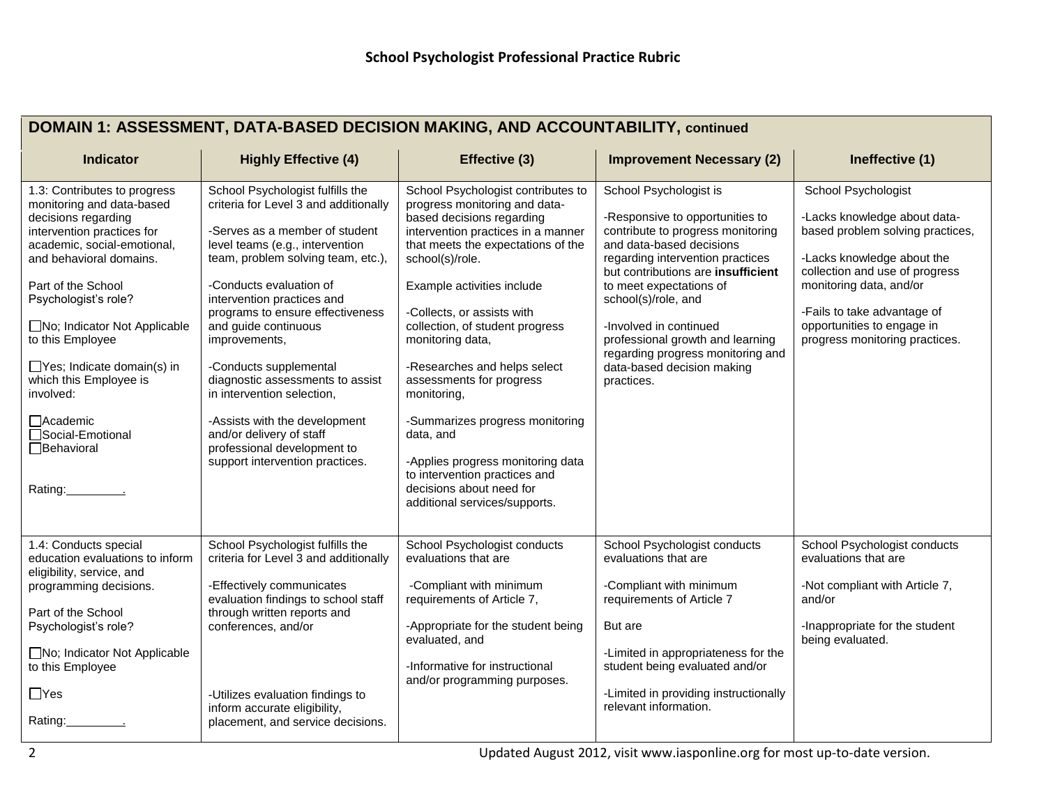# School Psychologist Professional Practice Rubric

| DOMAIN 1: ASSESSMENT, DATA-BASED DECISION MAKING, AND ACCOUNTABILITY, continued | | | | |
|---|---|---|---|---|
| **Indicator** | **Highly Effective (4)** | **Effective (3)** | **Improvement Necessary (2)** | **Ineffective (1)** |
| 1.3: Contributes to progress monitoring and data-based decisions regarding intervention practices for academic, social-emotional, and behavioral domains.<br><br>Part of the School Psychologist's role?<br><br>☐No; Indicator Not Applicable to this Employee<br><br>☐Yes; Indicate domain(s) in which this Employee is involved:<br><br>☐Academic<br>☐Social-Emotional<br>☐Behavioral<br><br>Rating:________. | School Psychologist fulfills the criteria for Level 3 and additionally<br><br>-Serves as a member of student level teams (e.g., intervention team, problem solving team, etc.),<br><br>-Conducts evaluation of intervention practices and programs to ensure effectiveness and guide continuous improvements,<br><br>-Conducts supplemental diagnostic assessments to assist in intervention selection,<br><br>-Assists with the development and/or delivery of staff professional development to support intervention practices. | School Psychologist contributes to progress monitoring and data-based decisions regarding intervention practices in a manner that meets the expectations of the school(s)/role.<br><br>Example activities include<br><br>-Collects, or assists with collection, of student progress monitoring data,<br><br>-Researches and helps select assessments for progress monitoring,<br><br>-Summarizes progress monitoring data, and<br><br>-Applies progress monitoring data to intervention practices and decisions about need for additional services/supports. | School Psychologist is<br><br>-Responsive to opportunities to contribute to progress monitoring and data-based decisions regarding intervention practices but contributions are **insufficient** to meet expectations of school(s)/role, and<br><br>-Involved in continued professional growth and learning regarding progress monitoring and data-based decision making practices. | School Psychologist<br><br>-Lacks knowledge about data-based problem solving practices,<br><br>-Lacks knowledge about the collection and use of progress monitoring data, and/or<br><br>-Fails to take advantage of opportunities to engage in progress monitoring practices. |
| 1.4: Conducts special education evaluations to inform eligibility, service, and programming decisions.<br><br>Part of the School Psychologist's role?<br><br>☐No; Indicator Not Applicable to this Employee<br><br>☐Yes<br><br>Rating:________. | School Psychologist fulfills the criteria for Level 3 and additionally<br><br>-Effectively communicates evaluation findings to school staff through written reports and conferences, and/or<br><br>-Utilizes evaluation findings to inform accurate eligibility, placement, and service decisions. | School Psychologist conducts evaluations that are<br><br>-Compliant with minimum requirements of Article 7,<br><br>-Appropriate for the student being evaluated, and<br><br>-Informative for instructional and/or programming purposes. | School Psychologist conducts evaluations that are<br><br>-Compliant with minimum requirements of Article 7<br><br>But are<br><br>-Limited in appropriateness for the student being evaluated and/or<br><br>-Limited in providing instructionally relevant information. | School Psychologist conducts evaluations that are<br><br>-Not compliant with Article 7, and/or<br><br>-Inappropriate for the student being evaluated. |

Updated August 2012, visit www.iasponline.org for most up-to-date version.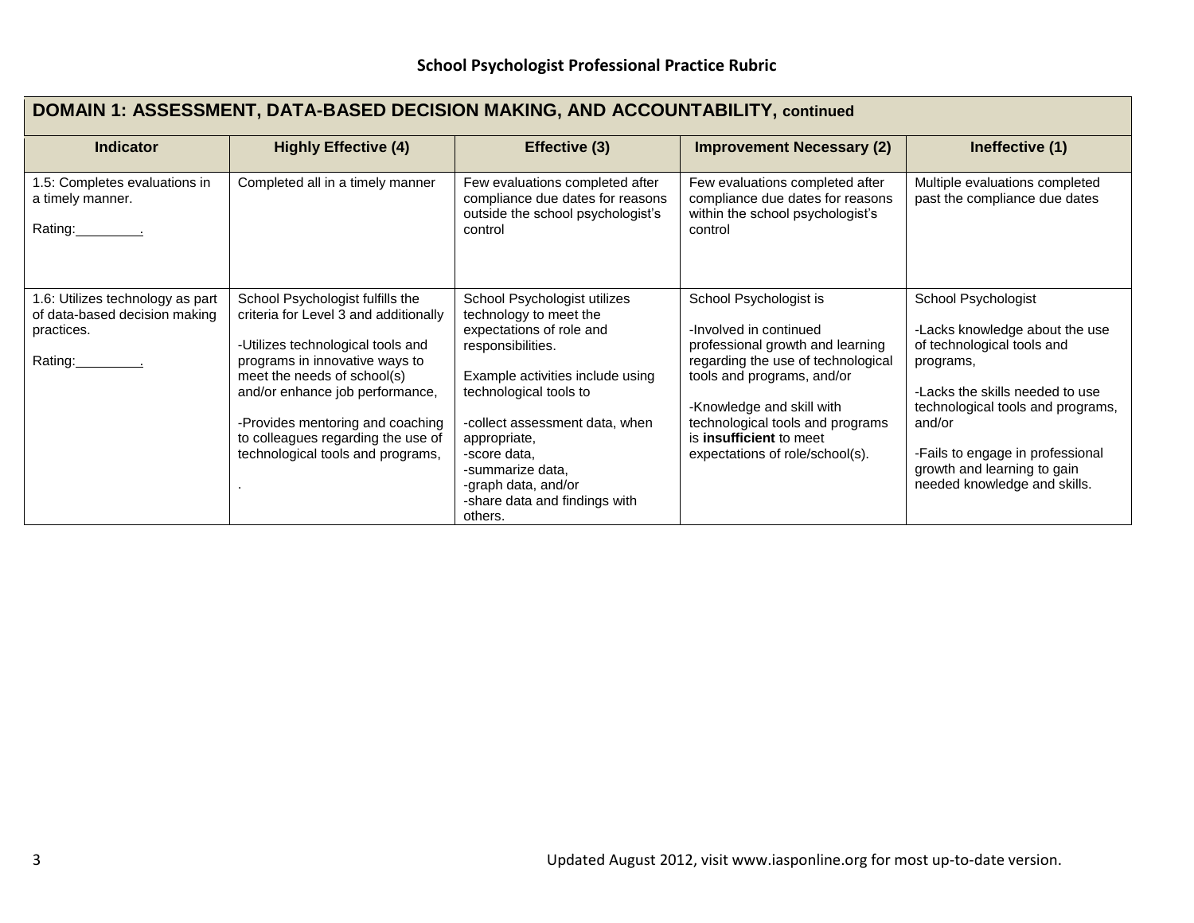## School Psychologist Professional Practice Rubric

| DOMAIN 1: ASSESSMENT, DATA-BASED DECISION MAKING, AND ACCOUNTABILITY, continued | | | | |
|---|---|---|---|---|
| **Indicator** | **Highly Effective (4)** | **Effective (3)** | **Improvement Necessary (2)** | **Ineffective (1)** |
| 1.5: Completes evaluations in a timely manner.<br><br>Rating:________. | Completed all in a timely manner | Few evaluations completed after compliance due dates for reasons outside the school psychologist's control | Few evaluations completed after compliance due dates for reasons within the school psychologist's control | Multiple evaluations completed past the compliance due dates |
| 1.6: Utilizes technology as part of data-based decision making practices.<br><br>Rating:________. | School Psychologist fulfills the criteria for Level 3 and additionally<br><br>-Utilizes technological tools and programs in innovative ways to meet the needs of school(s) and/or enhance job performance,<br><br>-Provides mentoring and coaching to colleagues regarding the use of technological tools and programs,<br><br>. | School Psychologist utilizes technology to meet the expectations of role and responsibilities.<br><br>Example activities include using technological tools to<br><br>-collect assessment data, when appropriate,<br>-score data,<br>-summarize data,<br>-graph data, and/or<br>-share data and findings with others. | School Psychologist is<br><br>-Involved in continued professional growth and learning regarding the use of technological tools and programs, and/or<br><br>-Knowledge and skill with technological tools and programs is **insufficient** to meet expectations of role/school(s). | School Psychologist<br><br>-Lacks knowledge about the use of technological tools and programs,<br><br>-Lacks the skills needed to use technological tools and programs, and/or<br><br>-Fails to engage in professional growth and learning to gain needed knowledge and skills. |

Updated August 2012, visit www.iasponline.org for most up-to-date version.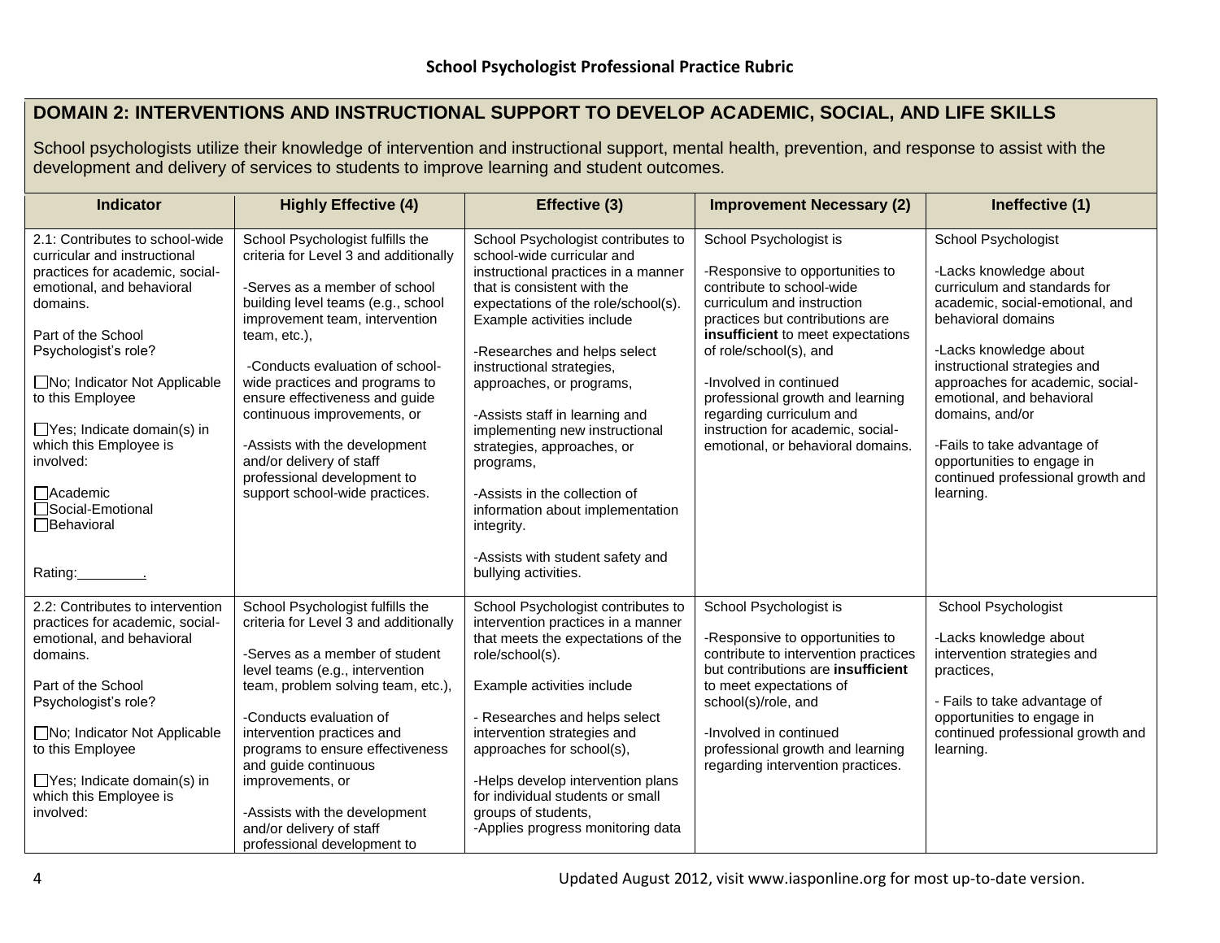## School Psychologist Professional Practice Rubric

### DOMAIN 2: INTERVENTIONS AND INSTRUCTIONAL SUPPORT TO DEVELOP ACADEMIC, SOCIAL, AND LIFE SKILLS

School psychologists utilize their knowledge of intervention and instructional support, mental health, prevention, and response to assist with the development and delivery of services to students to improve learning and student outcomes.

| Indicator | Highly Effective (4) | Effective (3) | Improvement Necessary (2) | Ineffective (1) |
|---|---|---|---|---|
| 2.1: Contributes to school-wide curricular and instructional practices for academic, social-emotional, and behavioral domains.<br><br>Part of the School Psychologist's role?<br><br>☐No; Indicator Not Applicable to this Employee<br><br>☐Yes; Indicate domain(s) in which this Employee is involved:<br><br>☐Academic<br>☐Social-Emotional<br>☐Behavioral<br><br>Rating:________. | School Psychologist fulfills the criteria for Level 3 and additionally<br><br>-Serves as a member of school building level teams (e.g., school improvement team, intervention team, etc.),<br><br>-Conducts evaluation of school-wide practices and programs to ensure effectiveness and guide continuous improvements, or<br><br>-Assists with the development and/or delivery of staff professional development to support school-wide practices. | School Psychologist contributes to school-wide curricular and instructional practices in a manner that is consistent with the expectations of the role/school(s). Example activities include<br><br>-Researches and helps select instructional strategies, approaches, or programs,<br><br>-Assists staff in learning and implementing new instructional strategies, approaches, or programs,<br><br>-Assists in the collection of information about implementation integrity.<br><br>-Assists with student safety and bullying activities. | School Psychologist is<br><br>-Responsive to opportunities to contribute to school-wide curriculum and instruction practices but contributions are **insufficient** to meet expectations of role/school(s), and<br><br>-Involved in continued professional growth and learning regarding curriculum and instruction for academic, social-emotional, or behavioral domains. | School Psychologist<br><br>-Lacks knowledge about curriculum and standards for academic, social-emotional, and behavioral domains<br><br>-Lacks knowledge about instructional strategies and approaches for academic, social-emotional, and behavioral domains, and/or<br><br>-Fails to take advantage of opportunities to engage in continued professional growth and learning. |
| 2.2: Contributes to intervention practices for academic, social-emotional, and behavioral domains.<br><br>Part of the School Psychologist's role?<br><br>☐No; Indicator Not Applicable to this Employee<br><br>☐Yes; Indicate domain(s) in which this Employee is involved: | School Psychologist fulfills the criteria for Level 3 and additionally<br><br>-Serves as a member of student level teams (e.g., intervention team, problem solving team, etc.),<br><br>-Conducts evaluation of intervention practices and programs to ensure effectiveness and guide continuous improvements, or<br><br>-Assists with the development and/or delivery of staff professional development to | School Psychologist contributes to intervention practices in a manner that meets the expectations of the role/school(s).<br><br>Example activities include<br><br>- Researches and helps select intervention strategies and approaches for school(s),<br><br>-Helps develop intervention plans for individual students or small groups of students,<br>-Applies progress monitoring data | School Psychologist is<br><br>-Responsive to opportunities to contribute to intervention practices but contributions are **insufficient** to meet expectations of school(s)/role, and<br><br>-Involved in continued professional growth and learning regarding intervention practices. | School Psychologist<br><br>-Lacks knowledge about intervention strategies and practices,<br><br>- Fails to take advantage of opportunities to engage in continued professional growth and learning. |

Updated August 2012, visit www.iasponline.org for most up-to-date version.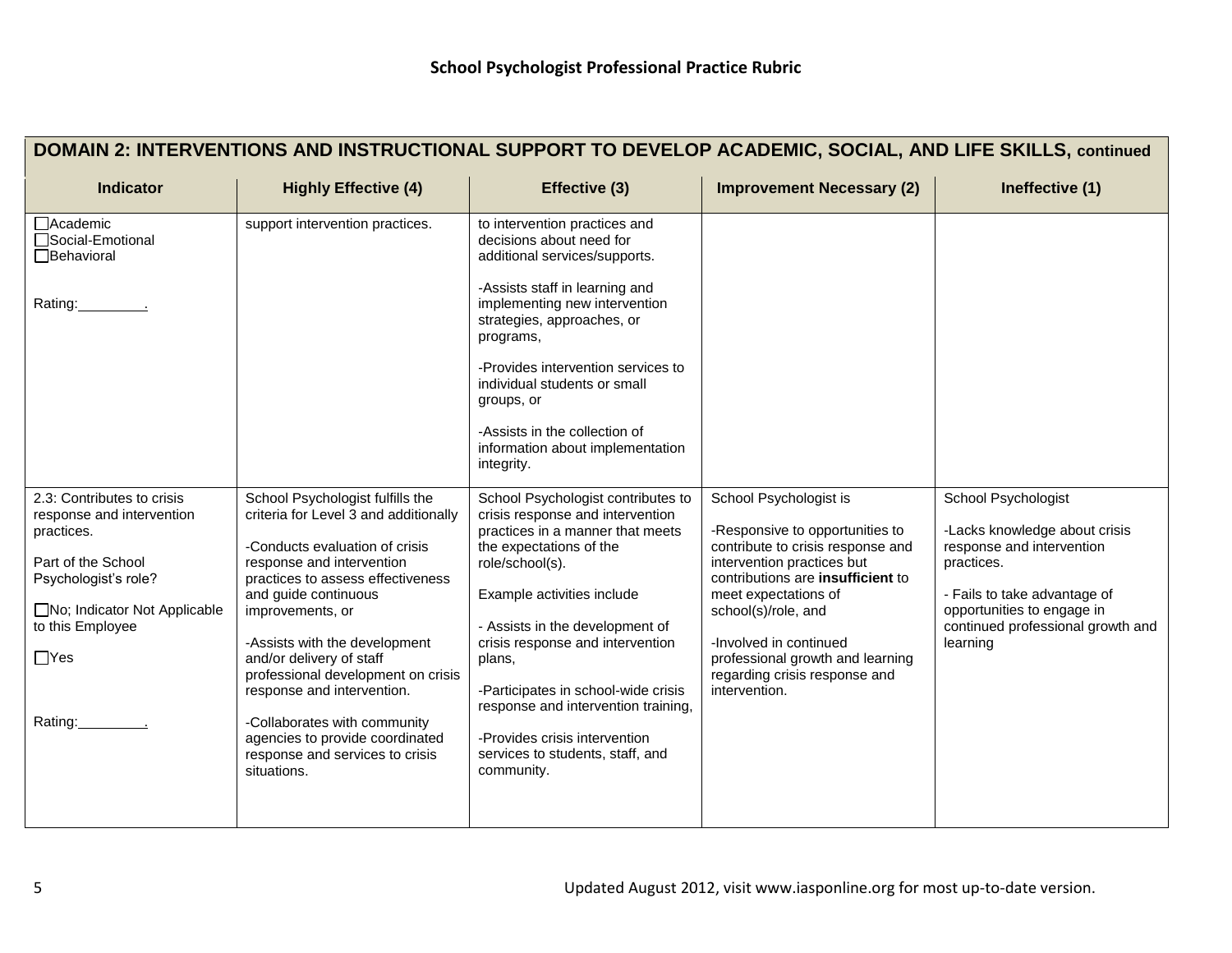**School Psychologist Professional Practice Rubric**

| DOMAIN 2: INTERVENTIONS AND INSTRUCTIONAL SUPPORT TO DEVELOP ACADEMIC, SOCIAL, AND LIFE SKILLS, continued | | | | |
|---|---|---|---|---|
| **Indicator** | **Highly Effective (4)** | **Effective (3)** | **Improvement Necessary (2)** | **Ineffective (1)** |
| ☐Academic<br>☐Social-Emotional<br>☐Behavioral<br><br>Rating:________. | support intervention practices. | to intervention practices and decisions about need for additional services/supports.<br><br>-Assists staff in learning and implementing new intervention strategies, approaches, or programs,<br><br>-Provides intervention services to individual students or small groups, or<br><br>-Assists in the collection of information about implementation integrity. | | |
| 2.3: Contributes to crisis response and intervention practices.<br><br>Part of the School Psychologist's role?<br><br>☐No; Indicator Not Applicable to this Employee<br><br>☐Yes<br><br>Rating:________. | School Psychologist fulfills the criteria for Level 3 and additionally<br><br>-Conducts evaluation of crisis response and intervention practices to assess effectiveness and guide continuous improvements, or<br><br>-Assists with the development and/or delivery of staff professional development on crisis response and intervention.<br><br>-Collaborates with community agencies to provide coordinated response and services to crisis situations. | School Psychologist contributes to crisis response and intervention practices in a manner that meets the expectations of the role/school(s).<br><br>Example activities include<br><br>- Assists in the development of crisis response and intervention plans,<br><br>-Participates in school-wide crisis response and intervention training,<br><br>-Provides crisis intervention services to students, staff, and community. | School Psychologist is<br><br>-Responsive to opportunities to contribute to crisis response and intervention practices but contributions are **insufficient** to meet expectations of school(s)/role, and<br><br>-Involved in continued professional growth and learning regarding crisis response and intervention. | School Psychologist<br><br>-Lacks knowledge about crisis response and intervention practices.<br><br>- Fails to take advantage of opportunities to engage in continued professional growth and learning |

Updated August 2012, visit www.iasponline.org for most up-to-date version.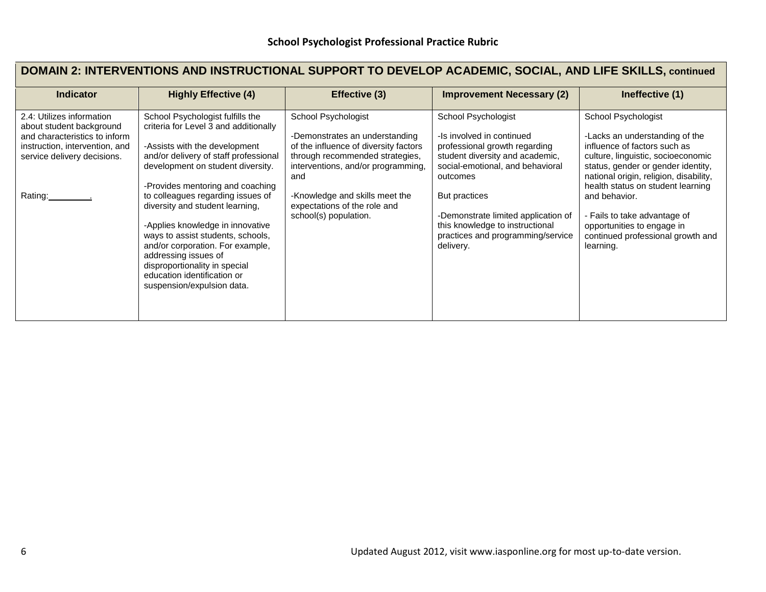## School Psychologist Professional Practice Rubric

| DOMAIN 2: INTERVENTIONS AND INSTRUCTIONAL SUPPORT TO DEVELOP ACADEMIC, SOCIAL, AND LIFE SKILLS, continued | | | | |
|---|---|---|---|---|
| **Indicator** | **Highly Effective (4)** | **Effective (3)** | **Improvement Necessary (2)** | **Ineffective (1)** |
| 2.4: Utilizes information about student background and characteristics to inform instruction, intervention, and service delivery decisions.<br><br>Rating:\_\_\_\_\_\_\_\_. | School Psychologist fulfills the criteria for Level 3 and additionally<br><br>-Assists with the development and/or delivery of staff professional development on student diversity.<br><br>-Provides mentoring and coaching to colleagues regarding issues of diversity and student learning,<br><br>-Applies knowledge in innovative ways to assist students, schools, and/or corporation. For example, addressing issues of disproportionality in special education identification or suspension/expulsion data. | School Psychologist<br><br>-Demonstrates an understanding of the influence of diversity factors through recommended strategies, interventions, and/or programming, and<br><br>-Knowledge and skills meet the expectations of the role and school(s) population. | School Psychologist<br><br>-Is involved in continued professional growth regarding student diversity and academic, social-emotional, and behavioral outcomes<br><br>But practices<br><br>-Demonstrate limited application of this knowledge to instructional practices and programming/service delivery. | School Psychologist<br><br>-Lacks an understanding of the influence of factors such as culture, linguistic, socioeconomic status, gender or gender identity, national origin, religion, disability, health status on student learning and behavior.<br><br>- Fails to take advantage of opportunities to engage in continued professional growth and learning. |

Updated August 2012, visit www.iasponline.org for most up-to-date version.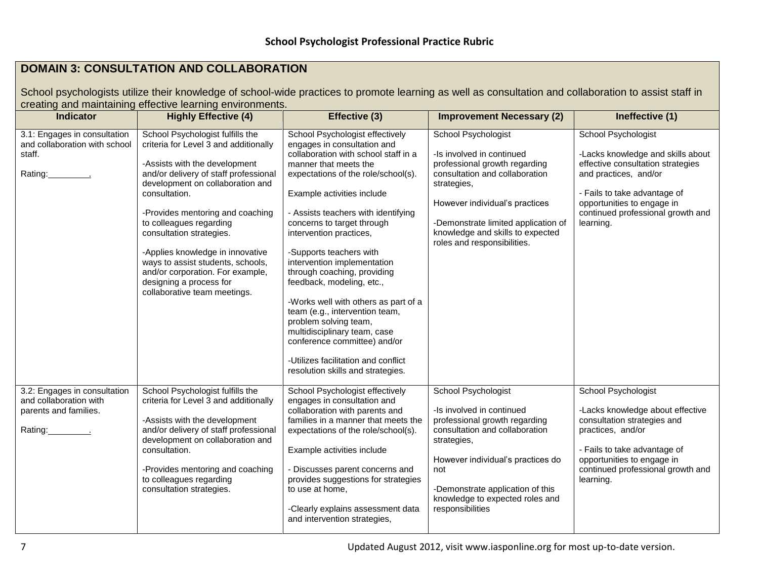**School Psychologist Professional Practice Rubric**

## DOMAIN 3: CONSULTATION AND COLLABORATION

School psychologists utilize their knowledge of school-wide practices to promote learning as well as consultation and collaboration to assist staff in creating and maintaining effective learning environments.

| Indicator | Highly Effective (4) | Effective (3) | Improvement Necessary (2) | Ineffective (1) |
|---|---|---|---|---|
| 3.1: Engages in consultation and collaboration with school staff.<br><br>Rating:________. | School Psychologist fulfills the criteria for Level 3 and additionally<br><br>-Assists with the development and/or delivery of staff professional development on collaboration and consultation.<br><br>-Provides mentoring and coaching to colleagues regarding consultation strategies.<br><br>-Applies knowledge in innovative ways to assist students, schools, and/or corporation. For example, designing a process for collaborative team meetings. | School Psychologist effectively engages in consultation and collaboration with school staff in a manner that meets the expectations of the role/school(s).<br><br>Example activities include<br><br>- Assists teachers with identifying concerns to target through intervention practices,<br><br>-Supports teachers with intervention implementation through coaching, providing feedback, modeling, etc.,<br><br>-Works well with others as part of a team (e.g., intervention team, problem solving team, multidisciplinary team, case conference committee) and/or<br><br>-Utilizes facilitation and conflict resolution skills and strategies. | School Psychologist<br><br>-Is involved in continued professional growth regarding consultation and collaboration strategies,<br><br>However individual's practices<br><br>-Demonstrate limited application of knowledge and skills to expected roles and responsibilities. | School Psychologist<br><br>-Lacks knowledge and skills about effective consultation strategies and practices, and/or<br><br>- Fails to take advantage of opportunities to engage in continued professional growth and learning. |
| 3.2: Engages in consultation and collaboration with parents and families.<br><br>Rating:________. | School Psychologist fulfills the criteria for Level 3 and additionally<br><br>-Assists with the development and/or delivery of staff professional development on collaboration and consultation.<br><br>-Provides mentoring and coaching to colleagues regarding consultation strategies. | School Psychologist effectively engages in consultation and collaboration with parents and families in a manner that meets the expectations of the role/school(s).<br><br>Example activities include<br><br>- Discusses parent concerns and provides suggestions for strategies to use at home,<br><br>-Clearly explains assessment data and intervention strategies, | School Psychologist<br><br>-Is involved in continued professional growth regarding consultation and collaboration strategies,<br><br>However individual's practices do not<br><br>-Demonstrate application of this knowledge to expected roles and responsibilities | School Psychologist<br><br>-Lacks knowledge about effective consultation strategies and practices, and/or<br><br>- Fails to take advantage of opportunities to engage in continued professional growth and learning. |

Updated August 2012, visit www.iasponline.org for most up-to-date version.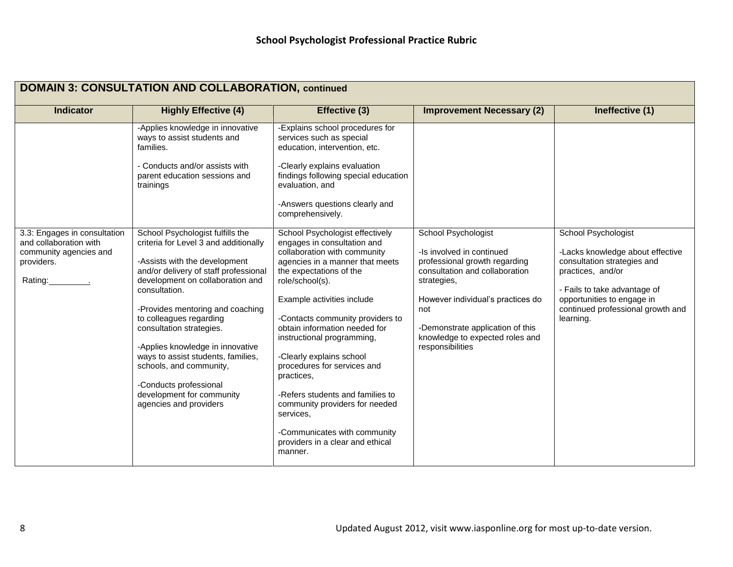**School Psychologist Professional Practice Rubric**

| DOMAIN 3: CONSULTATION AND COLLABORATION, continued | | | | |
|---|---|---|---|---|
| **Indicator** | **Highly Effective (4)** | **Effective (3)** | **Improvement Necessary (2)** | **Ineffective (1)** |
| | -Applies knowledge in innovative ways to assist students and families.<br><br>- Conducts and/or assists with parent education sessions and trainings | -Explains school procedures for services such as special education, intervention, etc.<br><br>-Clearly explains evaluation findings following special education evaluation, and<br><br>-Answers questions clearly and comprehensively. | | |
| 3.3: Engages in consultation and collaboration with community agencies and providers.<br><br>Rating:________. | School Psychologist fulfills the criteria for Level 3 and additionally<br><br>-Assists with the development and/or delivery of staff professional development on collaboration and consultation.<br><br>-Provides mentoring and coaching to colleagues regarding consultation strategies.<br><br>-Applies knowledge in innovative ways to assist students, families, schools, and community,<br><br>-Conducts professional development for community agencies and providers | School Psychologist effectively engages in consultation and collaboration with community agencies in a manner that meets the expectations of the role/school(s).<br><br>Example activities include<br><br>-Contacts community providers to obtain information needed for instructional programming,<br><br>-Clearly explains school procedures for services and practices,<br><br>-Refers students and families to community providers for needed services,<br><br>-Communicates with community providers in a clear and ethical manner. | School Psychologist<br><br>-Is involved in continued professional growth regarding consultation and collaboration strategies,<br><br>However individual's practices do not<br><br>-Demonstrate application of this knowledge to expected roles and responsibilities | School Psychologist<br><br>-Lacks knowledge about effective consultation strategies and practices, and/or<br><br>- Fails to take advantage of opportunities to engage in continued professional growth and learning. |

Updated August 2012, visit www.iasponline.org for most up-to-date version.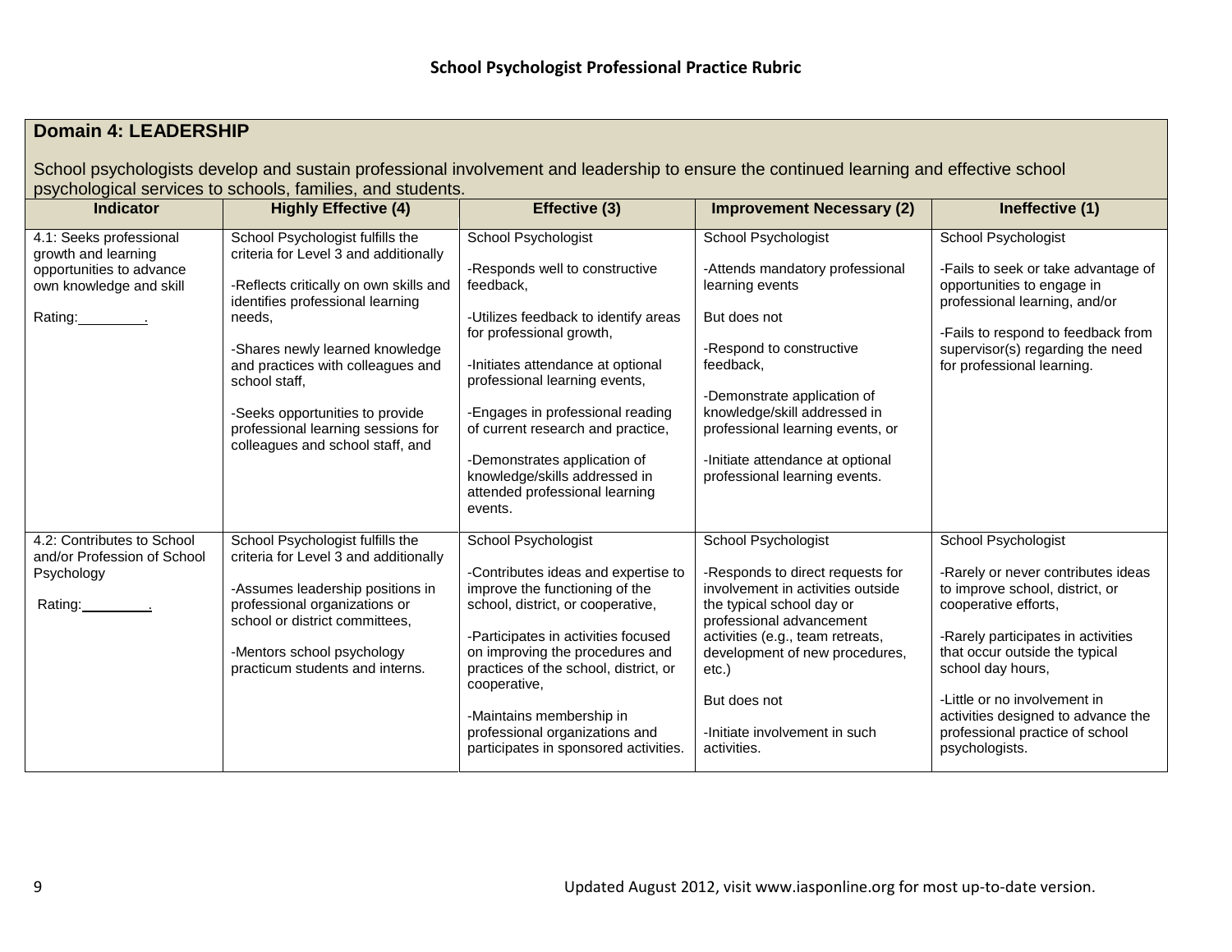# School Psychologist Professional Practice Rubric

## Domain 4: LEADERSHIP

School psychologists develop and sustain professional involvement and leadership to ensure the continued learning and effective school psychological services to schools, families, and students.

| Indicator | Highly Effective (4) | Effective (3) | Improvement Necessary (2) | Ineffective (1) |
|---|---|---|---|---|
| 4.1: Seeks professional growth and learning opportunities to advance own knowledge and skill<br><br>Rating:_________. | School Psychologist fulfills the criteria for Level 3 and additionally<br><br>-Reflects critically on own skills and identifies professional learning needs,<br><br>-Shares newly learned knowledge and practices with colleagues and school staff,<br><br>-Seeks opportunities to provide professional learning sessions for colleagues and school staff, and | School Psychologist<br><br>-Responds well to constructive feedback,<br><br>-Utilizes feedback to identify areas for professional growth,<br><br>-Initiates attendance at optional professional learning events,<br><br>-Engages in professional reading of current research and practice,<br><br>-Demonstrates application of knowledge/skills addressed in attended professional learning events. | School Psychologist<br><br>-Attends mandatory professional learning events<br><br>But does not<br><br>-Respond to constructive feedback,<br><br>-Demonstrate application of knowledge/skill addressed in professional learning events, or<br><br>-Initiate attendance at optional professional learning events. | School Psychologist<br><br>-Fails to seek or take advantage of opportunities to engage in professional learning, and/or<br><br>-Fails to respond to feedback from supervisor(s) regarding the need for professional learning. |
| 4.2: Contributes to School and/or Profession of School Psychology<br><br>Rating:_________. | School Psychologist fulfills the criteria for Level 3 and additionally<br><br>-Assumes leadership positions in professional organizations or school or district committees,<br><br>-Mentors school psychology practicum students and interns. | School Psychologist<br><br>-Contributes ideas and expertise to improve the functioning of the school, district, or cooperative,<br><br>-Participates in activities focused on improving the procedures and practices of the school, district, or cooperative,<br><br>-Maintains membership in professional organizations and participates in sponsored activities. | School Psychologist<br><br>-Responds to direct requests for involvement in activities outside the typical school day or professional advancement activities (e.g., team retreats, development of new procedures, etc.)<br><br>But does not<br><br>-Initiate involvement in such activities. | School Psychologist<br><br>-Rarely or never contributes ideas to improve school, district, or cooperative efforts,<br><br>-Rarely participates in activities that occur outside the typical school day hours,<br><br>-Little or no involvement in activities designed to advance the professional practice of school psychologists. |

Updated August 2012, visit www.iasponline.org for most up-to-date version.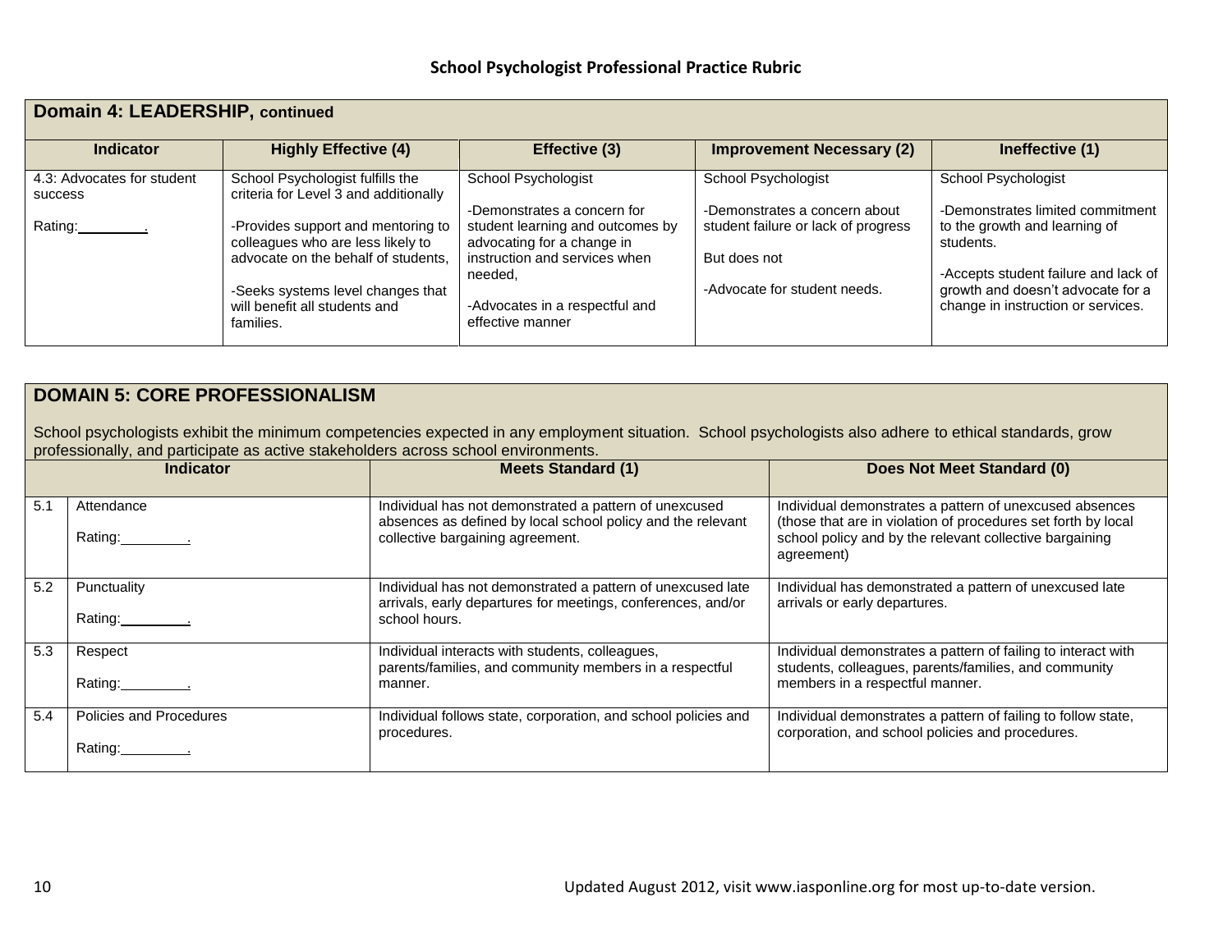## School Psychologist Professional Practice Rubric

| Domain 4: LEADERSHIP, continued | | | | |
|---|---|---|---|---|
| **Indicator** | **Highly Effective (4)** | **Effective (3)** | **Improvement Necessary (2)** | **Ineffective (1)** |
| 4.3: Advocates for student success<br><br>Rating:_________. | School Psychologist fulfills the criteria for Level 3 and additionally<br><br>-Provides support and mentoring to colleagues who are less likely to advocate on the behalf of students,<br><br>-Seeks systems level changes that will benefit all students and families. | School Psychologist<br><br>-Demonstrates a concern for student learning and outcomes by advocating for a change in instruction and services when needed,<br><br>-Advocates in a respectful and effective manner | School Psychologist<br><br>-Demonstrates a concern about student failure or lack of progress<br><br>But does not<br><br>-Advocate for student needs. | School Psychologist<br><br>-Demonstrates limited commitment to the growth and learning of students.<br><br>-Accepts student failure and lack of growth and doesn't advocate for a change in instruction or services. |

### DOMAIN 5: CORE PROFESSIONALISM

School psychologists exhibit the minimum competencies expected in any employment situation. School psychologists also adhere to ethical standards, grow professionally, and participate as active stakeholders across school environments.

| | **Indicator** | **Meets Standard (1)** | **Does Not Meet Standard (0)** |
|---|---|---|---|
| 5.1 | Attendance<br><br>Rating:_________. | Individual has not demonstrated a pattern of unexcused absences as defined by local school policy and the relevant collective bargaining agreement. | Individual demonstrates a pattern of unexcused absences (those that are in violation of procedures set forth by local school policy and by the relevant collective bargaining agreement) |
| 5.2 | Punctuality<br><br>Rating:_________. | Individual has not demonstrated a pattern of unexcused late arrivals, early departures for meetings, conferences, and/or school hours. | Individual has demonstrated a pattern of unexcused late arrivals or early departures. |
| 5.3 | Respect<br><br>Rating:_________. | Individual interacts with students, colleagues, parents/families, and community members in a respectful manner. | Individual demonstrates a pattern of failing to interact with students, colleagues, parents/families, and community members in a respectful manner. |
| 5.4 | Policies and Procedures<br><br>Rating:_________. | Individual follows state, corporation, and school policies and procedures. | Individual demonstrates a pattern of failing to follow state, corporation, and school policies and procedures. |

Updated August 2012, visit www.iasponline.org for most up-to-date version.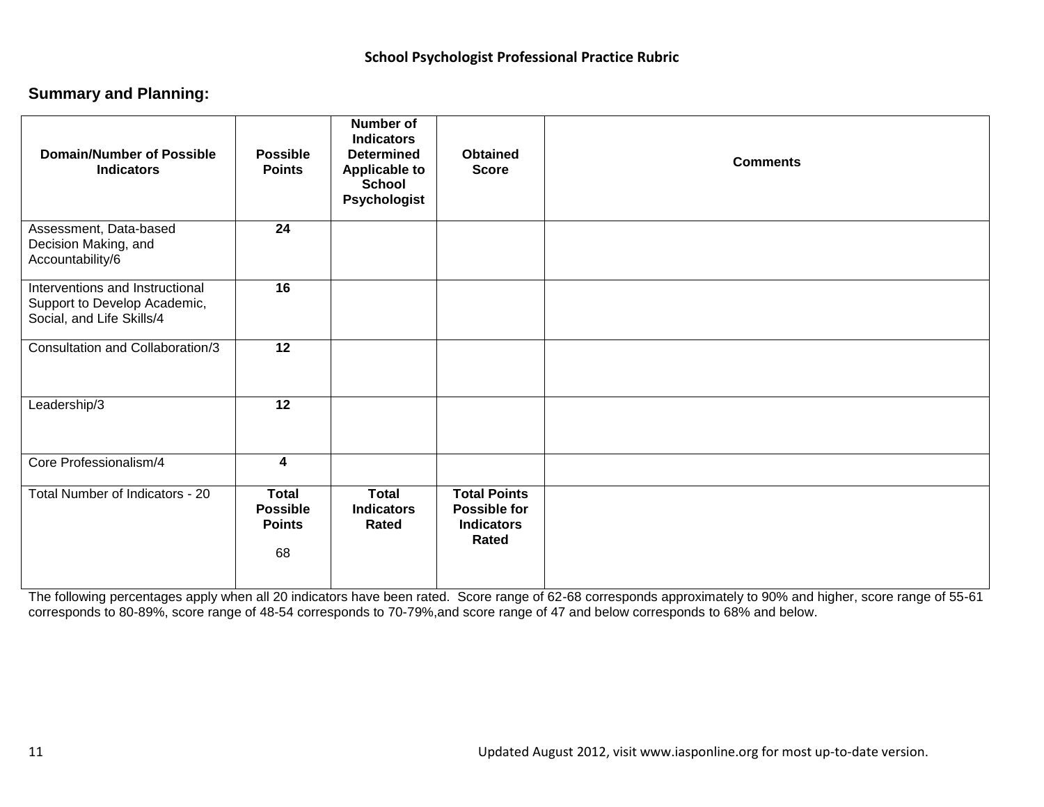**School Psychologist Professional Practice Rubric**

## Summary and Planning:

| Domain/Number of Possible Indicators | Possible Points | Number of Indicators Determined Applicable to School Psychologist | Obtained Score | Comments |
|---|---|---|---|---|
| Assessment, Data-based Decision Making, and Accountability/6 | **24** | | | |
| Interventions and Instructional Support to Develop Academic, Social, and Life Skills/4 | **16** | | | |
| Consultation and Collaboration/3 | **12** | | | |
| Leadership/3 | **12** | | | |
| Core Professionalism/4 | **4** | | | |
| Total Number of Indicators - 20 | **Total Possible Points** 68 | **Total Indicators Rated** | **Total Points Possible for Indicators Rated** | |

The following percentages apply when all 20 indicators have been rated. Score range of 62-68 corresponds approximately to 90% and higher, score range of 55-61 corresponds to 80-89%, score range of 48-54 corresponds to 70-79%,and score range of 47 and below corresponds to 68% and below.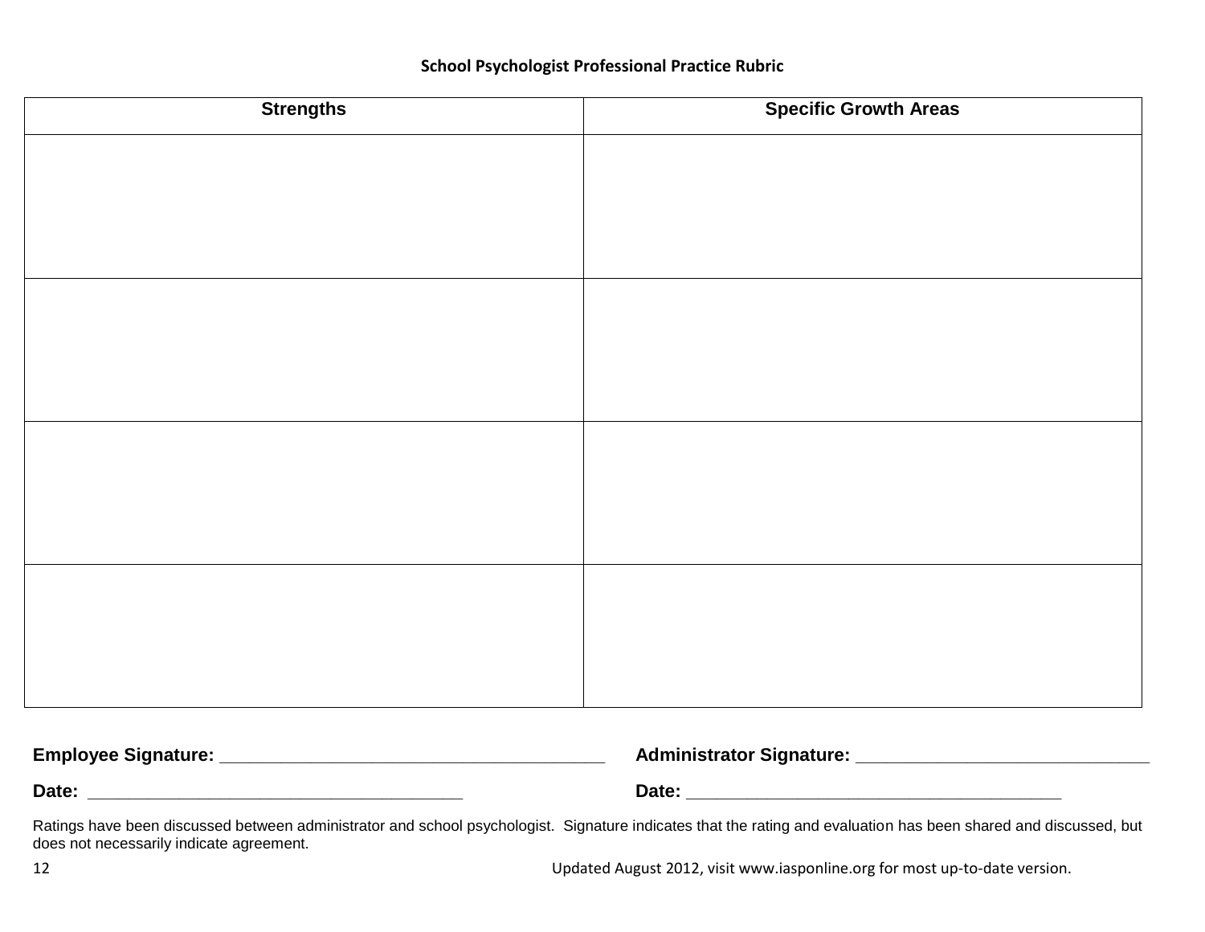**School Psychologist Professional Practice Rubric**

| Strengths | Specific Growth Areas |
|---|---|
| | |
| | |
| | |
| | |

**Employee Signature:** ______________________________________ **Administrator Signature:** ____________________________

**Date:** ____________________________________ **Date:** ______________________________________

Ratings have been discussed between administrator and school psychologist. Signature indicates that the rating and evaluation has been shared and discussed, but does not necessarily indicate agreement.

Updated August 2012, visit www.iasponline.org for most up-to-date version.